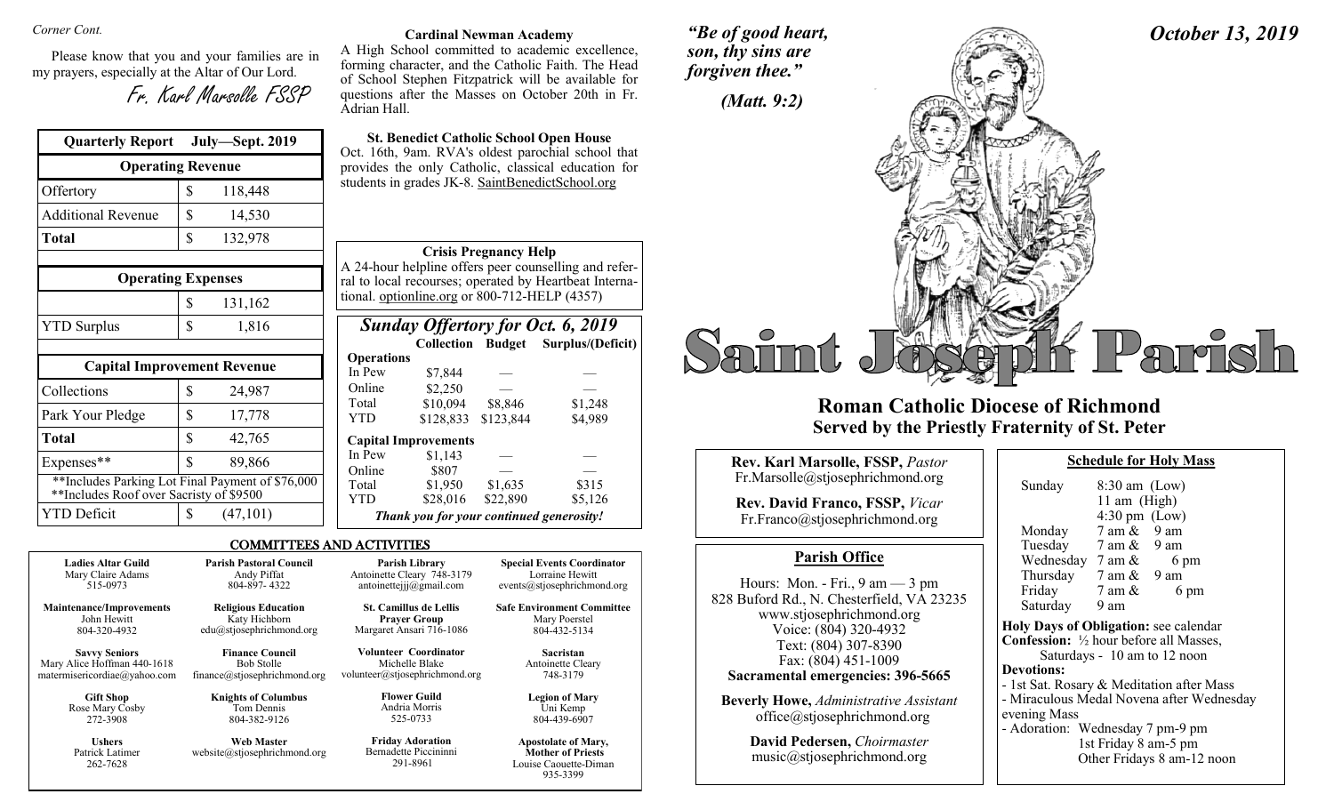*Corner Cont.*

Please know that you and your families are in my prayers, especially at the Altar of Our Lord.

*Fr. Karl Marsolle FSSP*

| Quarterly Report July—Sept. 2019 | |
|---|---|
| **Operating Revenue** | |
| Offertory | $ 118,448 |
| Additional Revenue | $ 14,530 |
| **Total** | $ 132,978 |
| | |
| **Operating Expenses** | |
| | $ 131,162 |
| YTD Surplus | $ 1,816 |
| | |
| **Capital Improvement Revenue** | |
| Collections | $ 24,987 |
| Park Your Pledge | $ 17,778 |
| **Total** | $ 42,765 |
| Expenses** | $ 89,866 |
| **Includes Parking Lot Final Payment of $76,000 **Includes Roof over Sacristy of $9500 | |
| YTD Deficit | $ (47,101) |

**Cardinal Newman Academy**

A High School committed to academic excellence, forming character, and the Catholic Faith. The Head of School Stephen Fitzpatrick will be available for questions after the Masses on October 20th in Fr. Adrian Hall.

**St. Benedict Catholic School Open House**

Oct. 16th, 9am. RVA's oldest parochial school that provides the only Catholic, classical education for students in grades JK-8. SaintBenedictSchool.org

**Crisis Pregnancy Help**

A 24-hour helpline offers peer counselling and referral to local recourses; operated by Heartbeat International. optionline.org or 800-712-HELP (4357)

## *Sunday Offertory for Oct. 6, 2019*

| | Collection | Budget | Surplus/(Deficit) |
|---|---|---|---|
| **Operations** | | | |
| In Pew | $7,844 | — | — |
| Online | $2,250 | — | — |
| Total | $10,094 | $8,846 | $1,248 |
| YTD | $128,833 | $123,844 | $4,989 |
| **Capital Improvements** | | | |
| In Pew | $1,143 | — | — |
| Online | $807 | — | — |
| Total | $1,950 | $1,635 | $315 |
| YTD | $28,016 | $22,890 | $5,126 |

*Thank you for your continued generosity!*

## COMMITTEES AND ACTIVITIES

| | | | |
|---|---|---|---|
| **Ladies Altar Guild**<br>Mary Claire Adams<br>515-0973 | **Parish Pastoral Council**<br>Andy Piffat<br>804-897- 4322 | **Parish Library**<br>Antoinette Cleary 748-3179<br>antoinettejjj@gmail.com | **Special Events Coordinator**<br>Lorraine Hewitt<br>events@stjosephrichmond.org |
| **Maintenance/Improvements**<br>John Hewitt<br>804-320-4932 | **Religious Education**<br>Katy Hichborn<br>edu@stjosephrichmond.org | **St. Camillus de Lellis Prayer Group**<br>Margaret Ansari 716-1086 | **Safe Environment Committee**<br>Mary Poerstel<br>804-432-5134 |
| **Savvy Seniors**<br>Mary Alice Hoffman 440-1618<br>matermisericordiae@yahoo.com | **Finance Council**<br>Bob Stolle<br>finance@stjosephrichmond.org | **Volunteer Coordinator**<br>Michelle Blake<br>volunteer@stjosephrichmond.org | **Sacristan**<br>Antoinette Cleary<br>748-3179 |
| **Gift Shop**<br>Rose Mary Cosby<br>272-3908 | **Knights of Columbus**<br>Tom Dennis<br>804-382-9126 | **Flower Guild**<br>Andria Morris<br>525-0733 | **Legion of Mary**<br>Uni Kemp<br>804-439-6907 |
| **Ushers**<br>Patrick Latimer<br>262-7628 | **Web Master**<br>website@stjosephrichmond.org | **Friday Adoration**<br>Bernadette Piccininni<br>291-8961 | **Apostolate of Mary, Mother of Priests**<br>Louise Caouette-Diman<br>935-3399 |

***"Be of good heart, son, thy sins are forgiven thee."***

***(Matt. 9:2)***

***October 13, 2019***

# Saint Joseph Parish

## Roman Catholic Diocese of Richmond
## Served by the Priestly Fraternity of St. Peter

**Rev. Karl Marsolle, FSSP,** *Pastor*
Fr.Marsolle@stjosephrichmond.org

**Rev. David Franco, FSSP,** *Vicar*
Fr.Franco@stjosephrichmond.org

### Parish Office

Hours: Mon. - Fri., 9 am — 3 pm
828 Buford Rd., N. Chesterfield, VA 23235
www.stjosephrichmond.org
Voice: (804) 320-4932
Text: (804) 307-8390
Fax: (804) 451-1009
**Sacramental emergencies: 396-5665**

**Beverly Howe,** *Administrative Assistant*
office@stjosephrichmond.org

**David Pedersen,** *Choirmaster*
music@stjosephrichmond.org

### Schedule for Holy Mass

| | |
|---|---|
| Sunday | 8:30 am (Low)<br>11 am (High)<br>4:30 pm (Low) |
| Monday | 7 am & 9 am |
| Tuesday | 7 am & 9 am |
| Wednesday | 7 am & 6 pm |
| Thursday | 7 am & 9 am |
| Friday | 7 am & 6 pm |
| Saturday | 9 am |

**Holy Days of Obligation:** see calendar
**Confession:** ½ hour before all Masses, Saturdays - 10 am to 12 noon
**Devotions:**
- 1st Sat. Rosary & Meditation after Mass
- Miraculous Medal Novena after Wednesday evening Mass
- Adoration: Wednesday 7 pm-9 pm
  1st Friday 8 am-5 pm
  Other Fridays 8 am-12 noon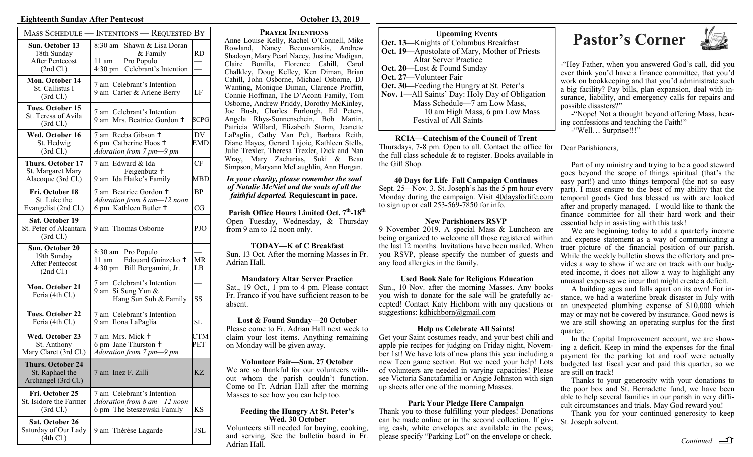**Eighteenth Sunday After Pentecost** **October 13, 2019**

| Mass Schedule — Intentions — Requested By | | |
|---|---|---|
| **Sun. October 13** 18th Sunday After Pentecost (2nd Cl.) | 8:30 am Shawn & Lisa Doran & Family<br>11 am Pro Populo<br>4:30 pm Celebrant's Intention | RD<br>—<br>— |
| **Mon. October 14** St. Callistus I (3rd Cl.) | 7 am Celebrant's Intention<br>9 am Carter & Arlene Berry | —<br>LF |
| **Tues. October 15** St. Teresa of Avila (3rd Cl.) | 7 am Celebrant's Intention<br>9 am Mrs. Beatrice Gordon ✝ | —<br>SCPG |
| **Wed. October 16** St. Hedwig (3rd Cl.) | 7 am Reeba Gibson ✝<br>6 pm Catherine Hoos ✝<br>*Adoration from 7 pm—9 pm* | DV<br>EMD |
| **Thurs. October 17** St. Margaret Mary Alacoque (3rd Cl.) | 7 am Edward & Ida Feigenbutz ✝<br>9 am Ida Hatke's Family | CF<br>MBD |
| **Fri. October 18** St. Luke the Evangelist (2nd Cl.) | 7 am Beatrice Gordon ✝<br>*Adoration from 8 am—12 noon*<br>6 pm Kathleen Butler ✝ | BP<br><br>CG |
| **Sat. October 19** St. Peter of Alcantara (3rd Cl.) | 9 am Thomas Osborne | PJO |
| **Sun. October 20** 19th Sunday After Pentecost (2nd Cl.) | 8:30 am Pro Populo<br>11 am Edouard Gninzeko ✝<br>4:30 pm Bill Bergamini, Jr. | —<br>MR<br>LB |
| **Mon. October 21** Feria (4th Cl.) | 7 am Celebrant's Intention<br>9 am Si Sung Yun & Hang Sun Suh & Family | —<br>SS |
| **Tues. October 22** Feria (4th Cl.) | 7 am Celebrant's Intention<br>9 am Ilona LaPaglia | —<br>SL |
| **Wed. October 23** St. Anthony Mary Claret (3rd Cl.) | 7 am Mrs. Mick ✝<br>6 pm Jane Thurston ✝<br>*Adoration from 7 pm—9 pm* | CTM<br>PET |
| **Thurs. October 24** St. Raphael the Archangel (3rd Cl.) | 7 am Inez F. Zilli | KZ |
| **Fri. October 25** St. Isidore the Farmer (3rd Cl.) | 7 am Celebrant's Intention<br>*Adoration from 8 am—12 noon*<br>6 pm The Steszewski Family | —<br><br>KS |
| **Sat. October 26** Saturday of Our Lady (4th Cl.) | 9 am Thérèse Lagarde | JSL |

### Prayer Intentions

Anne Louise Kelly, Rachel O'Connell, Mike Rowland, Nancy Becouvarakis, Andrew Shadoyn, Mary Pearl Nacey, Justine Madigan, Claire Bonilla, Florence Cahill, Carol Chalkley, Doug Kelley, Ken Diman, Brian Cahill, John Osborne, Michael Osborne, DJ Wanting, Monique Diman, Clarence Proffitt, Connie Hoffman, The D'Aconti Family, Tom Osborne, Andrew Priddy, Dorothy McKinley, Joe Bush, Charles Furlough, Ed Peters, Angela Rhys-Sonnenschein, Bob Martin, Patricia Willard, Elizabeth Storm, Jeanette LaPaglia, Cathy Van Pelt, Barbara Reith, Diane Hayes, Gerard Lajoie, Kathleen Stells, Julie Trexler, Theresa Trexler, Dick and Nan Wray, Mary Zacharias, Suki & Beau Simpson, Maryann McLaughlin, Ann Horgan.

***In your charity, please remember the soul of Natalie McNiel and the souls of all the faithful departed.*** **Requiescant in pace.**

### Parish Office Hours Limited Oct. 7th-18th

Open Tuesday, Wednesday, & Thursday from 9 am to 12 noon only.

### TODAY—K of C Breakfast

Sun. 13 Oct. After the morning Masses in Fr. Adrian Hall.

### Mandatory Altar Server Practice

Sat., 19 Oct., 1 pm to 4 pm. Please contact Fr. Franco if you have sufficient reason to be absent.

### Lost & Found Sunday—20 October

Please come to Fr. Adrian Hall next week to claim your lost items. Anything remaining on Monday will be given away.

### Volunteer Fair—Sun. 27 October

We are so thankful for our volunteers without whom the parish couldn't function. Come to Fr. Adrian Hall after the morning Masses to see how you can help too.

### Feeding the Hungry At St. Peter's Wed. 30 October

Volunteers still needed for buying, cooking, and serving. See the bulletin board in Fr. Adrian Hall.

### Upcoming Events

**Oct. 13—**Knights of Columbus Breakfast
**Oct. 19—**Apostolate of Mary, Mother of Priests Altar Server Practice
**Oct. 20—**Lost & Found Sunday
**Oct. 27—**Volunteer Fair
**Oct. 30—**Feeding the Hungry at St. Peter's
**Nov. 1—**All Saints' Day: Holy Day of Obligation
Mass Schedule—7 am Low Mass, 10 am High Mass, 6 pm Low Mass
Festival of All Saints

### RCIA—Catechism of the Council of Trent

Thursdays, 7-8 pm. Open to all. Contact the office for the full class schedule & to register. Books available in the Gift Shop.

### 40 Days for Life Fall Campaign Continues

Sept. 25—Nov. 3. St. Joseph's has the 5 pm hour every Monday during the campaign. Visit 40daysforlife.com to sign up or call 253-569-7850 for info.

### New Parishioners RSVP

9 November 2019. A special Mass & Luncheon are being organized to welcome all those registered within the last 12 months. Invitations have been mailed. When you RSVP, please specify the number of guests and any food allergies in the family.

### Used Book Sale for Religious Education

Sun., 10 Nov. after the morning Masses. Any books you wish to donate for the sale will be gratefully accepted! Contact Katy Hichborn with any questions or suggestions: kdhichborn@gmail.com

### Help us Celebrate All Saints!

Get your Saint costumes ready, and your best chili and apple pie recipes for judging on Friday night, November 1st! We have lots of new plans this year including a new Teen game section. But we need your help! Lots of volunteers are needed in varying capacities! Please see Victoria Sanctafamilia or Angie Johnston with sign up sheets after one of the morning Masses.

### Park Your Pledge Here Campaign

Thank you to those fulfilling your pledges! Donations can be made online or in the second collection. If giving cash, white envelopes are available in the pews; please specify "Parking Lot" on the envelope or check.

# Pastor's Corner

-"Hey Father, when you answered God's call, did you ever think you'd have a finance committee, that you'd work on bookkeeping and that you'd administrate such a big facility? Pay bills, plan expansion, deal with insurance, liability, and emergency calls for repairs and possible disasters?"

-"Nope! Not a thought beyond offering Mass, hearing confessions and teaching the Faith!"

-"Well… Surprise!!!"

Dear Parishioners,

Part of my ministry and trying to be a good steward goes beyond the scope of things spiritual (that's the easy part!) and unto things temporal (the not so easy part). I must ensure to the best of my ability that the temporal goods God has blessed us with are looked after and properly managed. I would like to thank the finance committee for all their hard work and their essential help in assisting with this task!

We are beginning today to add a quarterly income and expense statement as a way of communicating a truer picture of the financial position of our parish. While the weekly bulletin shows the offertory and provides a way to show if we are on track with our budgeted income, it does not allow a way to highlight any unusual expenses we incur that might create a deficit.

A building ages and falls apart on its own! For instance, we had a waterline break disaster in July with an unexpected plumbing expense of $10,000 which may or may not be covered by insurance. Good news is we are still showing an operating surplus for the first quarter.

In the Capital Improvement account, we are showing a deficit. Keep in mind the expenses for the final payment for the parking lot and roof were actually budgeted last fiscal year and paid this quarter, so we are still on track!

Thanks to your generosity with your donations to the poor box and St. Bernadette fund, we have been able to help several families in our parish in very difficult circumstances and trials. May God reward you!

Thank you for your continued generosity to keep St. Joseph solvent.

*Continued*